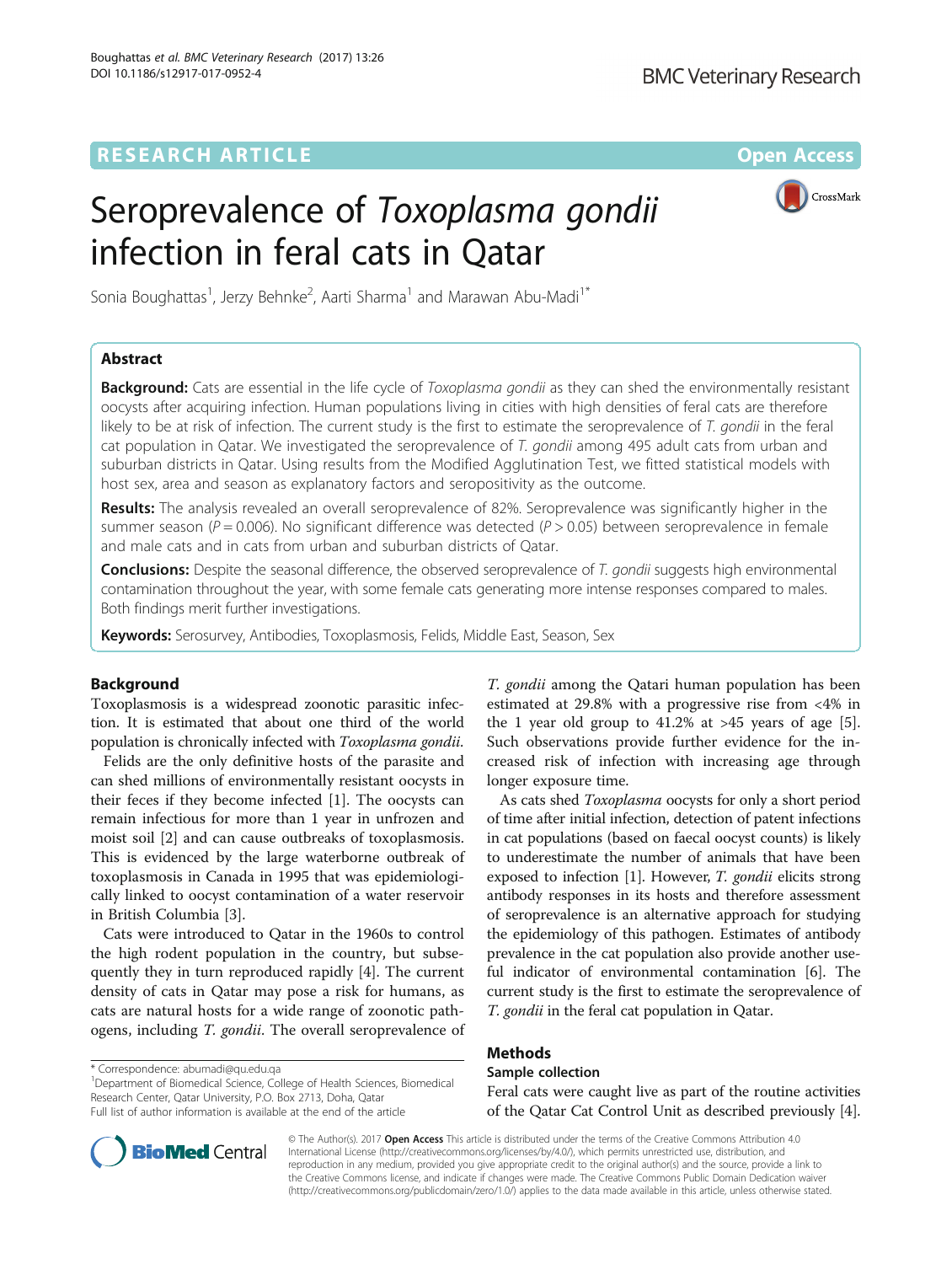**RESEARCH ARTICLE** **Open Access**

# Seroprevalence of *Toxoplasma gondii* infection in feral cats in Qatar

Sonia Boughattas[1], Jerzy Behnke[2], Aarti Sharma[1] and Marawan Abu-Madi[1*]

## Abstract

**Background:** Cats are essential in the life cycle of *Toxoplasma gondii* as they can shed the environmentally resistant oocysts after acquiring infection. Human populations living in cities with high densities of feral cats are therefore likely to be at risk of infection. The current study is the first to estimate the seroprevalence of *T. gondii* in the feral cat population in Qatar. We investigated the seroprevalence of *T. gondii* among 495 adult cats from urban and suburban districts in Qatar. Using results from the Modified Agglutination Test, we fitted statistical models with host sex, area and season as explanatory factors and seropositivity as the outcome.

**Results:** The analysis revealed an overall seroprevalence of 82%. Seroprevalence was significantly higher in the summer season ($P = 0.006$). No significant difference was detected ($P > 0.05$) between seroprevalence in female and male cats and in cats from urban and suburban districts of Qatar.

**Conclusions:** Despite the seasonal difference, the observed seroprevalence of *T. gondii* suggests high environmental contamination throughout the year, with some female cats generating more intense responses compared to males. Both findings merit further investigations.

**Keywords:** Serosurvey, Antibodies, Toxoplasmosis, Felids, Middle East, Season, Sex

## Background

Toxoplasmosis is a widespread zoonotic parasitic infection. It is estimated that about one third of the world population is chronically infected with *Toxoplasma gondii*.

Felids are the only definitive hosts of the parasite and can shed millions of environmentally resistant oocysts in their feces if they become infected [1]. The oocysts can remain infectious for more than 1 year in unfrozen and moist soil [2] and can cause outbreaks of toxoplasmosis. This is evidenced by the large waterborne outbreak of toxoplasmosis in Canada in 1995 that was epidemiologically linked to oocyst contamination of a water reservoir in British Columbia [3].

Cats were introduced to Qatar in the 1960s to control the high rodent population in the country, but subsequently they in turn reproduced rapidly [4]. The current density of cats in Qatar may pose a risk for humans, as cats are natural hosts for a wide range of zoonotic pathogens, including *T. gondii*. The overall seroprevalence of *T. gondii* among the Qatari human population has been estimated at 29.8% with a progressive rise from <4% in the 1 year old group to 41.2% at >45 years of age [5]. Such observations provide further evidence for the increased risk of infection with increasing age through longer exposure time.

As cats shed *Toxoplasma* oocysts for only a short period of time after initial infection, detection of patent infections in cat populations (based on faecal oocyst counts) is likely to underestimate the number of animals that have been exposed to infection [1]. However, *T. gondii* elicits strong antibody responses in its hosts and therefore assessment of seroprevalence is an alternative approach for studying the epidemiology of this pathogen. Estimates of antibody prevalence in the cat population also provide another useful indicator of environmental contamination [6]. The current study is the first to estimate the seroprevalence of *T. gondii* in the feral cat population in Qatar.

## Methods

### Sample collection

Feral cats were caught live as part of the routine activities of the Qatar Cat Control Unit as described previously [4].

\* Correspondence: abumadi@qu.edu.qa
[1]Department of Biomedical Science, College of Health Sciences, Biomedical Research Center, Qatar University, P.O. Box 2713, Doha, Qatar
Full list of author information is available at the end of the article

© The Author(s). 2017 **Open Access** This article is distributed under the terms of the Creative Commons Attribution 4.0 International License (http://creativecommons.org/licenses/by/4.0/), which permits unrestricted use, distribution, and reproduction in any medium, provided you give appropriate credit to the original author(s) and the source, provide a link to the Creative Commons license, and indicate if changes were made. The Creative Commons Public Domain Dedication waiver (http://creativecommons.org/publicdomain/zero/1.0/) applies to the data made available in this article, unless otherwise stated.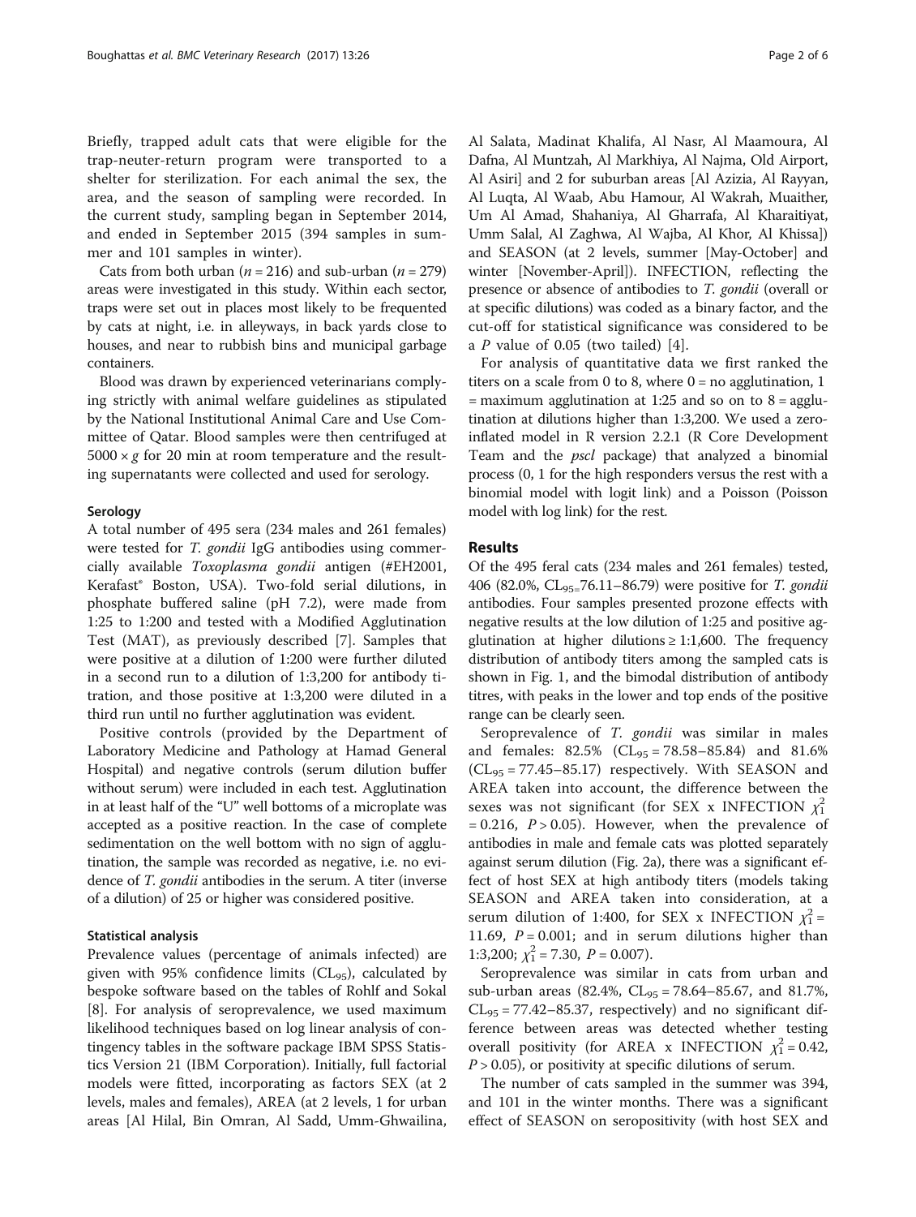Briefly, trapped adult cats that were eligible for the trap-neuter-return program were transported to a shelter for sterilization. For each animal the sex, the area, and the season of sampling were recorded. In the current study, sampling began in September 2014, and ended in September 2015 (394 samples in summer and 101 samples in winter).

Cats from both urban ($n = 216$) and sub-urban ($n = 279$) areas were investigated in this study. Within each sector, traps were set out in places most likely to be frequented by cats at night, i.e. in alleyways, in back yards close to houses, and near to rubbish bins and municipal garbage containers.

Blood was drawn by experienced veterinarians complying strictly with animal welfare guidelines as stipulated by the National Institutional Animal Care and Use Committee of Qatar. Blood samples were then centrifuged at $5000 \times g$ for 20 min at room temperature and the resulting supernatants were collected and used for serology.

### Serology

A total number of 495 sera (234 males and 261 females) were tested for *T. gondii* IgG antibodies using commercially available *Toxoplasma gondii* antigen (#EH2001, Kerafast® Boston, USA). Two-fold serial dilutions, in phosphate buffered saline (pH 7.2), were made from 1:25 to 1:200 and tested with a Modified Agglutination Test (MAT), as previously described [7]. Samples that were positive at a dilution of 1:200 were further diluted in a second run to a dilution of 1:3,200 for antibody titration, and those positive at 1:3,200 were diluted in a third run until no further agglutination was evident.

Positive controls (provided by the Department of Laboratory Medicine and Pathology at Hamad General Hospital) and negative controls (serum dilution buffer without serum) were included in each test. Agglutination in at least half of the "U" well bottoms of a microplate was accepted as a positive reaction. In the case of complete sedimentation on the well bottom with no sign of agglutination, the sample was recorded as negative, i.e. no evidence of *T. gondii* antibodies in the serum. A titer (inverse of a dilution) of 25 or higher was considered positive.

### Statistical analysis

Prevalence values (percentage of animals infected) are given with 95% confidence limits ($CL_{95}$), calculated by bespoke software based on the tables of Rohlf and Sokal [8]. For analysis of seroprevalence, we used maximum likelihood techniques based on log linear analysis of contingency tables in the software package IBM SPSS Statistics Version 21 (IBM Corporation). Initially, full factorial models were fitted, incorporating as factors SEX (at 2 levels, males and females), AREA (at 2 levels, 1 for urban areas [Al Hilal, Bin Omran, Al Sadd, Umm-Ghwailina, Al Salata, Madinat Khalifa, Al Nasr, Al Maamoura, Al Dafna, Al Muntzah, Al Markhiya, Al Najma, Old Airport, Al Asiri] and 2 for suburban areas [Al Azizia, Al Rayyan, Al Luqta, Al Waab, Abu Hamour, Al Wakrah, Muaither, Um Al Amad, Shahaniya, Al Gharrafa, Al Kharaitiyat, Umm Salal, Al Zaghwa, Al Wajba, Al Khor, Al Khissa]) and SEASON (at 2 levels, summer [May-October] and winter [November-April]). INFECTION, reflecting the presence or absence of antibodies to *T. gondii* (overall or at specific dilutions) was coded as a binary factor, and the cut-off for statistical significance was considered to be a $P$ value of 0.05 (two tailed) [4].

For analysis of quantitative data we first ranked the titers on a scale from 0 to 8, where 0 = no agglutination, 1 = maximum agglutination at 1:25 and so on to 8 = agglutination at dilutions higher than 1:3,200. We used a zero-inflated model in R version 2.2.1 (R Core Development Team and the *pscl* package) that analyzed a binomial process (0, 1 for the high responders versus the rest with a binomial model with logit link) and a Poisson (Poisson model with log link) for the rest.

## Results

Of the 495 feral cats (234 males and 261 females) tested, 406 (82.0%, $CL_{95}$=76.11–86.79) were positive for *T. gondii* antibodies. Four samples presented prozone effects with negative results at the low dilution of 1:25 and positive agglutination at higher dilutions ≥ 1:1,600. The frequency distribution of antibody titers among the sampled cats is shown in Fig. 1, and the bimodal distribution of antibody titres, with peaks in the lower and top ends of the positive range can be clearly seen.

Seroprevalence of *T. gondii* was similar in males and females: 82.5% ($CL_{95}$ = 78.58–85.84) and 81.6% ($CL_{95}$ = 77.45–85.17) respectively. With SEASON and AREA taken into account, the difference between the sexes was not significant (for SEX x INFECTION $\chi^2_1 = 0.216$, $P > 0.05$). However, when the prevalence of antibodies in male and female cats was plotted separately against serum dilution (Fig. 2a), there was a significant effect of host SEX at high antibody titers (models taking SEASON and AREA taken into consideration, at a serum dilution of 1:400, for SEX x INFECTION $\chi^2_1 = 11.69$, $P = 0.001$; and in serum dilutions higher than 1:3,200; $\chi^2_1 = 7.30$, $P = 0.007$).

Seroprevalence was similar in cats from urban and sub-urban areas (82.4%, $CL_{95}$ = 78.64–85.67, and 81.7%, $CL_{95}$ = 77.42–85.37, respectively) and no significant difference between areas was detected whether testing overall positivity (for AREA x INFECTION $\chi^2_1 = 0.42$, $P > 0.05$), or positivity at specific dilutions of serum.

The number of cats sampled in the summer was 394, and 101 in the winter months. There was a significant effect of SEASON on seropositivity (with host SEX and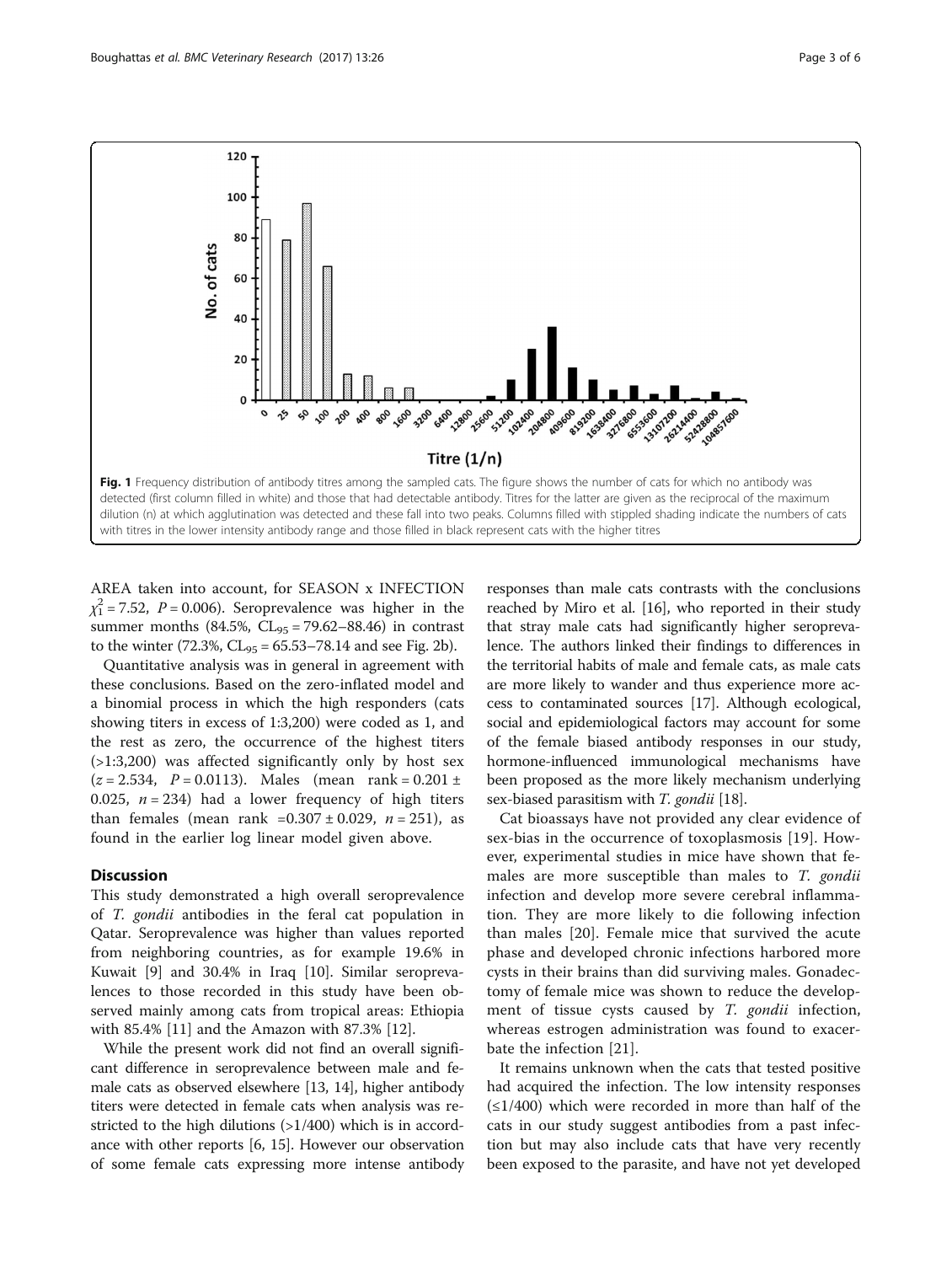**Fig. 1** Frequency distribution of antibody titres among the sampled cats. The figure shows the number of cats for which no antibody was detected (first column filled in white) and those that had detectable antibody. Titres for the latter are given as the reciprocal of the maximum dilution (n) at which agglutination was detected and these fall into two peaks. Columns filled with stippled shading indicate the numbers of cats with titres in the lower intensity antibody range and those filled in black represent cats with the higher titres

AREA taken into account, for SEASON x INFECTION $\chi^2_1 = 7.52$, $P = 0.006$). Seroprevalence was higher in the summer months (84.5%, $CL_{95} = 79.62–88.46$) in contrast to the winter (72.3%, $CL_{95} = 65.53–78.14$ and see Fig. 2b).

Quantitative analysis was in general in agreement with these conclusions. Based on the zero-inflated model and a binomial process in which the high responders (cats showing titers in excess of 1:3,200) were coded as 1, and the rest as zero, the occurrence of the highest titers (>1:3,200) was affected significantly only by host sex ($z = 2.534$, $P = 0.0113$). Males (mean rank = 0.201 ± 0.025, $n = 234$) had a lower frequency of high titers than females (mean rank =0.307 ± 0.029, $n = 251$), as found in the earlier log linear model given above.

## Discussion

This study demonstrated a high overall seroprevalence of *T. gondii* antibodies in the feral cat population in Qatar. Seroprevalence was higher than values reported from neighboring countries, as for example 19.6% in Kuwait [9] and 30.4% in Iraq [10]. Similar seroprevalences to those recorded in this study have been observed mainly among cats from tropical areas: Ethiopia with 85.4% [11] and the Amazon with 87.3% [12].

While the present work did not find an overall significant difference in seroprevalence between male and female cats as observed elsewhere [13, 14], higher antibody titers were detected in female cats when analysis was restricted to the high dilutions (>1/400) which is in accordance with other reports [6, 15]. However our observation of some female cats expressing more intense antibody responses than male cats contrasts with the conclusions reached by Miro et al. [16], who reported in their study that stray male cats had significantly higher seroprevalence. The authors linked their findings to differences in the territorial habits of male and female cats, as male cats are more likely to wander and thus experience more access to contaminated sources [17]. Although ecological, social and epidemiological factors may account for some of the female biased antibody responses in our study, hormone-influenced immunological mechanisms have been proposed as the more likely mechanism underlying sex-biased parasitism with *T. gondii* [18].

Cat bioassays have not provided any clear evidence of sex-bias in the occurrence of toxoplasmosis [19]. However, experimental studies in mice have shown that females are more susceptible than males to *T. gondii* infection and develop more severe cerebral inflammation. They are more likely to die following infection than males [20]. Female mice that survived the acute phase and developed chronic infections harbored more cysts in their brains than did surviving males. Gonadectomy of female mice was shown to reduce the development of tissue cysts caused by *T. gondii* infection, whereas estrogen administration was found to exacerbate the infection [21].

It remains unknown when the cats that tested positive had acquired the infection. The low intensity responses (≤1/400) which were recorded in more than half of the cats in our study suggest antibodies from a past infection but may also include cats that have very recently been exposed to the parasite, and have not yet developed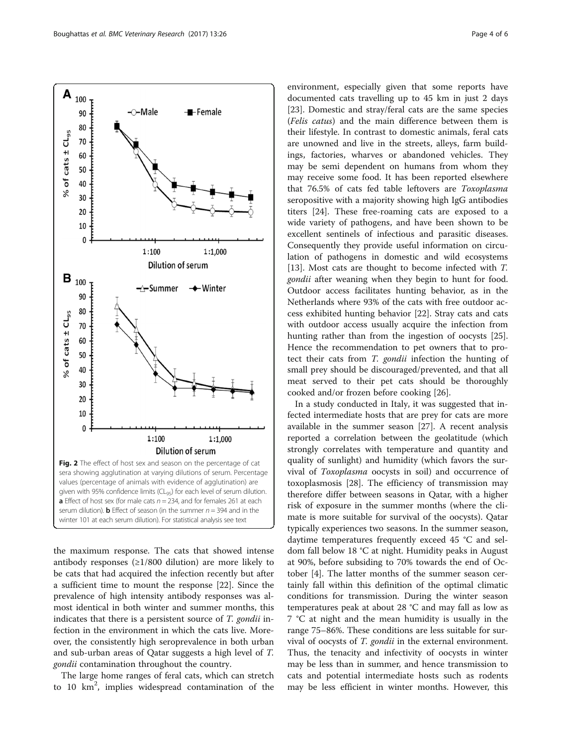Fig. 2 The effect of host sex and season on the percentage of cat sera showing agglutination at varying dilutions of serum. Percentage values (percentage of animals with evidence of agglutination) are given with 95% confidence limits ($CL_{95}$) for each level of serum dilution. **a** Effect of host sex (for male cats $n = 234$, and for females 261 at each serum dilution). **b** Effect of season (in the summer $n = 394$ and in the winter 101 at each serum dilution). For statistical analysis see text

the maximum response. The cats that showed intense antibody responses (≥1/800 dilution) are more likely to be cats that had acquired the infection recently but after a sufficient time to mount the response [22]. Since the prevalence of high intensity antibody responses was almost identical in both winter and summer months, this indicates that there is a persistent source of *T. gondii* infection in the environment in which the cats live. Moreover, the consistently high seroprevalence in both urban and sub-urban areas of Qatar suggests a high level of *T. gondii* contamination throughout the country.

The large home ranges of feral cats, which can stretch to 10 km$^2$, implies widespread contamination of the environment, especially given that some reports have documented cats travelling up to 45 km in just 2 days [23]. Domestic and stray/feral cats are the same species (*Felis catus*) and the main difference between them is their lifestyle. In contrast to domestic animals, feral cats are unowned and live in the streets, alleys, farm buildings, factories, wharves or abandoned vehicles. They may be semi dependent on humans from whom they may receive some food. It has been reported elsewhere that 76.5% of cats fed table leftovers are *Toxoplasma* seropositive with a majority showing high IgG antibodies titers [24]. These free-roaming cats are exposed to a wide variety of pathogens, and have been shown to be excellent sentinels of infectious and parasitic diseases. Consequently they provide useful information on circulation of pathogens in domestic and wild ecosystems [13]. Most cats are thought to become infected with *T. gondii* after weaning when they begin to hunt for food. Outdoor access facilitates hunting behavior, as in the Netherlands where 93% of the cats with free outdoor access exhibited hunting behavior [22]. Stray cats and cats with outdoor access usually acquire the infection from hunting rather than from the ingestion of oocysts [25]. Hence the recommendation to pet owners that to protect their cats from *T. gondii* infection the hunting of small prey should be discouraged/prevented, and that all meat served to their pet cats should be thoroughly cooked and/or frozen before cooking [26].

In a study conducted in Italy, it was suggested that infected intermediate hosts that are prey for cats are more available in the summer season [27]. A recent analysis reported a correlation between the geolatitude (which strongly correlates with temperature and quantity and quality of sunlight) and humidity (which favors the survival of *Toxoplasma* oocysts in soil) and occurrence of toxoplasmosis [28]. The efficiency of transmission may therefore differ between seasons in Qatar, with a higher risk of exposure in the summer months (where the climate is more suitable for survival of the oocysts). Qatar typically experiences two seasons. In the summer season, daytime temperatures frequently exceed 45 °C and seldom fall below 18 °C at night. Humidity peaks in August at 90%, before subsiding to 70% towards the end of October [4]. The latter months of the summer season certainly fall within this definition of the optimal climatic conditions for transmission. During the winter season temperatures peak at about 28 °C and may fall as low as 7 °C at night and the mean humidity is usually in the range 75–86%. These conditions are less suitable for survival of oocysts of *T. gondii* in the external environment. Thus, the tenacity and infectivity of oocysts in winter may be less than in summer, and hence transmission to cats and potential intermediate hosts such as rodents may be less efficient in winter months. However, this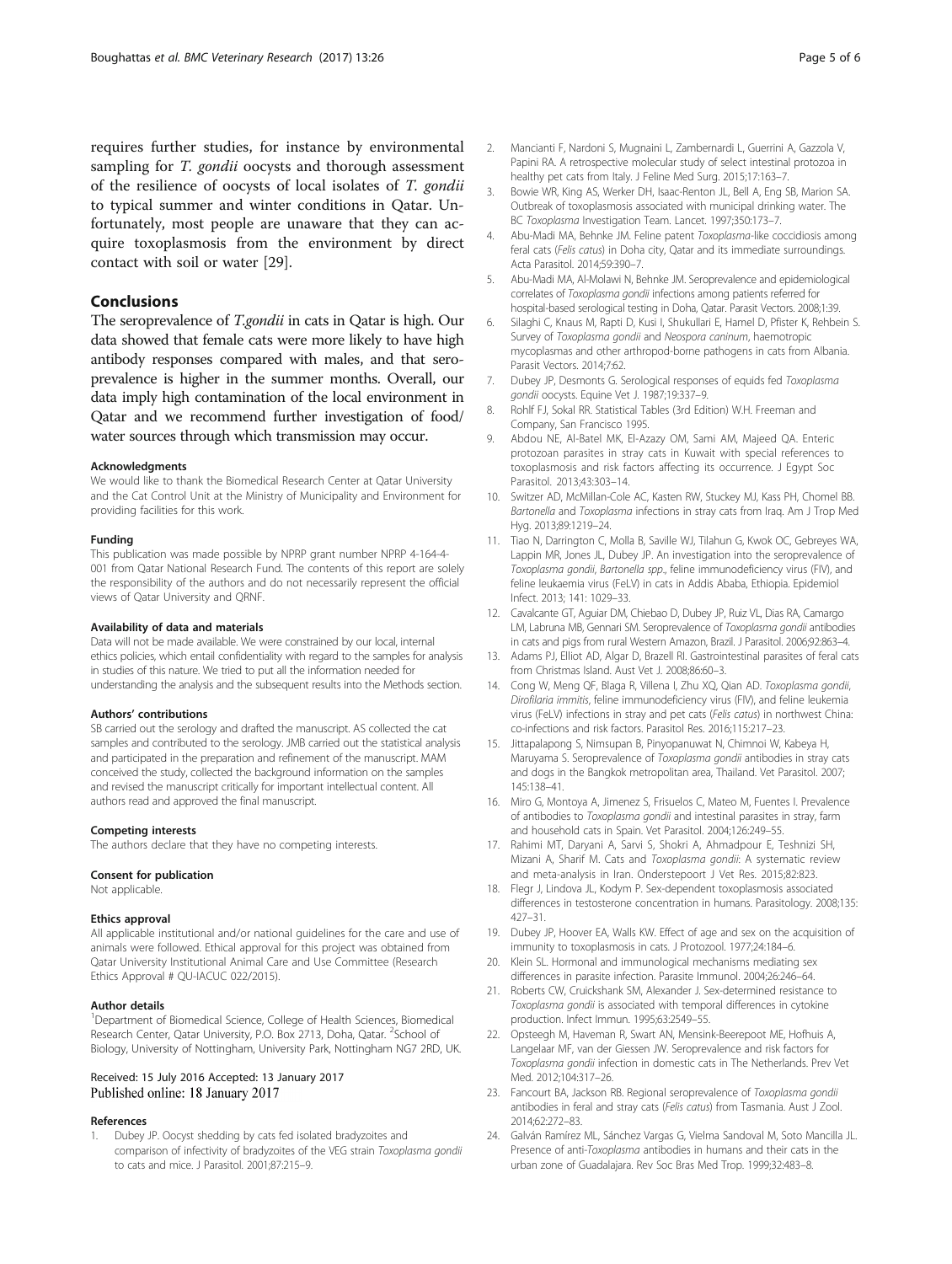requires further studies, for instance by environmental sampling for *T. gondii* oocysts and thorough assessment of the resilience of oocysts of local isolates of *T. gondii* to typical summer and winter conditions in Qatar. Unfortunately, most people are unaware that they can acquire toxoplasmosis from the environment by direct contact with soil or water [29].

## Conclusions

The seroprevalence of *T.gondii* in cats in Qatar is high. Our data showed that female cats were more likely to have high antibody responses compared with males, and that seroprevalence is higher in the summer months. Overall, our data imply high contamination of the local environment in Qatar and we recommend further investigation of food/water sources through which transmission may occur.

#### Acknowledgments

We would like to thank the Biomedical Research Center at Qatar University and the Cat Control Unit at the Ministry of Municipality and Environment for providing facilities for this work.

#### Funding

This publication was made possible by NPRP grant number NPRP 4-164-4-001 from Qatar National Research Fund. The contents of this report are solely the responsibility of the authors and do not necessarily represent the official views of Qatar University and QRNF.

#### Availability of data and materials

Data will not be made available. We were constrained by our local, internal ethics policies, which entail confidentiality with regard to the samples for analysis in studies of this nature. We tried to put all the information needed for understanding the analysis and the subsequent results into the Methods section.

#### Authors' contributions

SB carried out the serology and drafted the manuscript. AS collected the cat samples and contributed to the serology. JMB carried out the statistical analysis and participated in the preparation and refinement of the manuscript. MAM conceived the study, collected the background information on the samples and revised the manuscript critically for important intellectual content. All authors read and approved the final manuscript.

#### Competing interests

The authors declare that they have no competing interests.

#### Consent for publication

Not applicable.

#### Ethics approval

All applicable international and/or national guidelines for the care and use of animals were followed. Ethical approval for this project was obtained from Qatar University Institutional Animal Care and Use Committee (Research Ethics Approval # QU-IACUC 022/2015).

#### Author details

[1]Department of Biomedical Science, College of Health Sciences, Biomedical Research Center, Qatar University, P.O. Box 2713, Doha, Qatar. [2]School of Biology, University of Nottingham, University Park, Nottingham NG7 2RD, UK.

Received: 15 July 2016 Accepted: 13 January 2017
Published online: 18 January 2017

#### References

1. Dubey JP. Oocyst shedding by cats fed isolated bradyzoites and comparison of infectivity of bradyzoites of the VEG strain *Toxoplasma gondii* to cats and mice. J Parasitol. 2001;87:215–9.
2. Mancianti F, Nardoni S, Mugnaini L, Zambernardi L, Guerrini A, Gazzola V, Papini RA. A retrospective molecular study of select intestinal protozoa in healthy pet cats from Italy. J Feline Med Surg. 2015;17:163–7.
3. Bowie WR, King AS, Werker DH, Isaac-Renton JL, Bell A, Eng SB, Marion SA. Outbreak of toxoplasmosis associated with municipal drinking water. The BC *Toxoplasma* Investigation Team. Lancet. 1997;350:173–7.
4. Abu-Madi MA, Behnke JM. Feline patent *Toxoplasma*-like coccidiosis among feral cats (*Felis catus*) in Doha city, Qatar and its immediate surroundings. Acta Parasitol. 2014;59:390–7.
5. Abu-Madi MA, Al-Molawi N, Behnke JM. Seroprevalence and epidemiological correlates of *Toxoplasma gondii* infections among patients referred for hospital-based serological testing in Doha, Qatar. Parasit Vectors. 2008;1:39.
6. Silaghi C, Knaus M, Rapti D, Kusi I, Shukullari E, Hamel D, Pfister K, Rehbein S. Survey of *Toxoplasma gondii* and *Neospora caninum*, haemotropic mycoplasmas and other arthropod-borne pathogens in cats from Albania. Parasit Vectors. 2014;7:62.
7. Dubey JP, Desmonts G. Serological responses of equids fed *Toxoplasma gondii* oocysts. Equine Vet J. 1987;19:337–9.
8. Rohlf FJ, Sokal RR. Statistical Tables (3rd Edition) W.H. Freeman and Company, San Francisco 1995.
9. Abdou NE, Al-Batel MK, El-Azazy OM, Sami AM, Majeed QA. Enteric protozoan parasites in stray cats in Kuwait with special references to toxoplasmosis and risk factors affecting its occurrence. J Egypt Soc Parasitol. 2013;43:303–14.
10. Switzer AD, McMillan-Cole AC, Kasten RW, Stuckey MJ, Kass PH, Chomel BB. *Bartonella* and *Toxoplasma* infections in stray cats from Iraq. Am J Trop Med Hyg. 2013;89:1219–24.
11. Tiao N, Darrington C, Molla B, Saville WJ, Tilahun G, Kwok OC, Gebreyes WA, Lappin MR, Jones JL, Dubey JP. An investigation into the seroprevalence of *Toxoplasma gondii*, *Bartonella spp.*, feline immunodeficiency virus (FIV), and feline leukaemia virus (FeLV) in cats in Addis Ababa, Ethiopia. Epidemiol Infect. 2013; 141: 1029–33.
12. Cavalcante GT, Aguiar DM, Chiebao D, Dubey JP, Ruiz VL, Dias RA, Camargo LM, Labruna MB, Gennari SM. Seroprevalence of *Toxoplasma gondii* antibodies in cats and pigs from rural Western Amazon, Brazil. J Parasitol. 2006;92:863–4.
13. Adams PJ, Elliot AD, Algar D, Brazell RI. Gastrointestinal parasites of feral cats from Christmas Island. Aust Vet J. 2008;86:60–3.
14. Cong W, Meng QF, Blaga R, Villena I, Zhu XQ, Qian AD. *Toxoplasma gondii*, *Dirofilaria immitis*, feline immunodeficiency virus (FIV), and feline leukemia virus (FeLV) infections in stray and pet cats (*Felis catus*) in northwest China: co-infections and risk factors. Parasitol Res. 2016;115:217–23.
15. Jittapalapong S, Nimsupan B, Pinyopanuwat N, Chimnoi W, Kabeya H, Maruyama S. Seroprevalence of *Toxoplasma gondii* antibodies in stray cats and dogs in the Bangkok metropolitan area, Thailand. Vet Parasitol. 2007; 145:138–41.
16. Miro G, Montoya A, Jimenez S, Frisuelos C, Mateo M, Fuentes I. Prevalence of antibodies to *Toxoplasma gondii* and intestinal parasites in stray, farm and household cats in Spain. Vet Parasitol. 2004;126:249–55.
17. Rahimi MT, Daryani A, Sarvi S, Shokri A, Ahmadpour E, Teshnizi SH, Mizani A, Sharif M. Cats and *Toxoplasma gondii*: A systematic review and meta-analysis in Iran. Onderstepoort J Vet Res. 2015;82:823.
18. Flegr J, Lindova JL, Kodym P. Sex-dependent toxoplasmosis associated differences in testosterone concentration in humans. Parasitology. 2008;135: 427–31.
19. Dubey JP, Hoover EA, Walls KW. Effect of age and sex on the acquisition of immunity to toxoplasmosis in cats. J Protozool. 1977;24:184–6.
20. Klein SL. Hormonal and immunological mechanisms mediating sex differences in parasite infection. Parasite Immunol. 2004;26:246–64.
21. Roberts CW, Cruickshank SM, Alexander J. Sex-determined resistance to *Toxoplasma gondii* is associated with temporal differences in cytokine production. Infect Immun. 1995;63:2549–55.
22. Opsteegh M, Haveman R, Swart AN, Mensink-Beerepoot ME, Hofhuis A, Langelaar MF, van der Giessen JW. Seroprevalence and risk factors for *Toxoplasma gondii* infection in domestic cats in The Netherlands. Prev Vet Med. 2012;104:317–26.
23. Fancourt BA, Jackson RB. Regional seroprevalence of *Toxoplasma gondii* antibodies in feral and stray cats (*Felis catus*) from Tasmania. Aust J Zool. 2014;62:272–83.
24. Galván Ramírez ML, Sánchez Vargas G, Vielma Sandoval M, Soto Mancilla JL. Presence of anti-*Toxoplasma* antibodies in humans and their cats in the urban zone of Guadalajara. Rev Soc Bras Med Trop. 1999;32:483–8.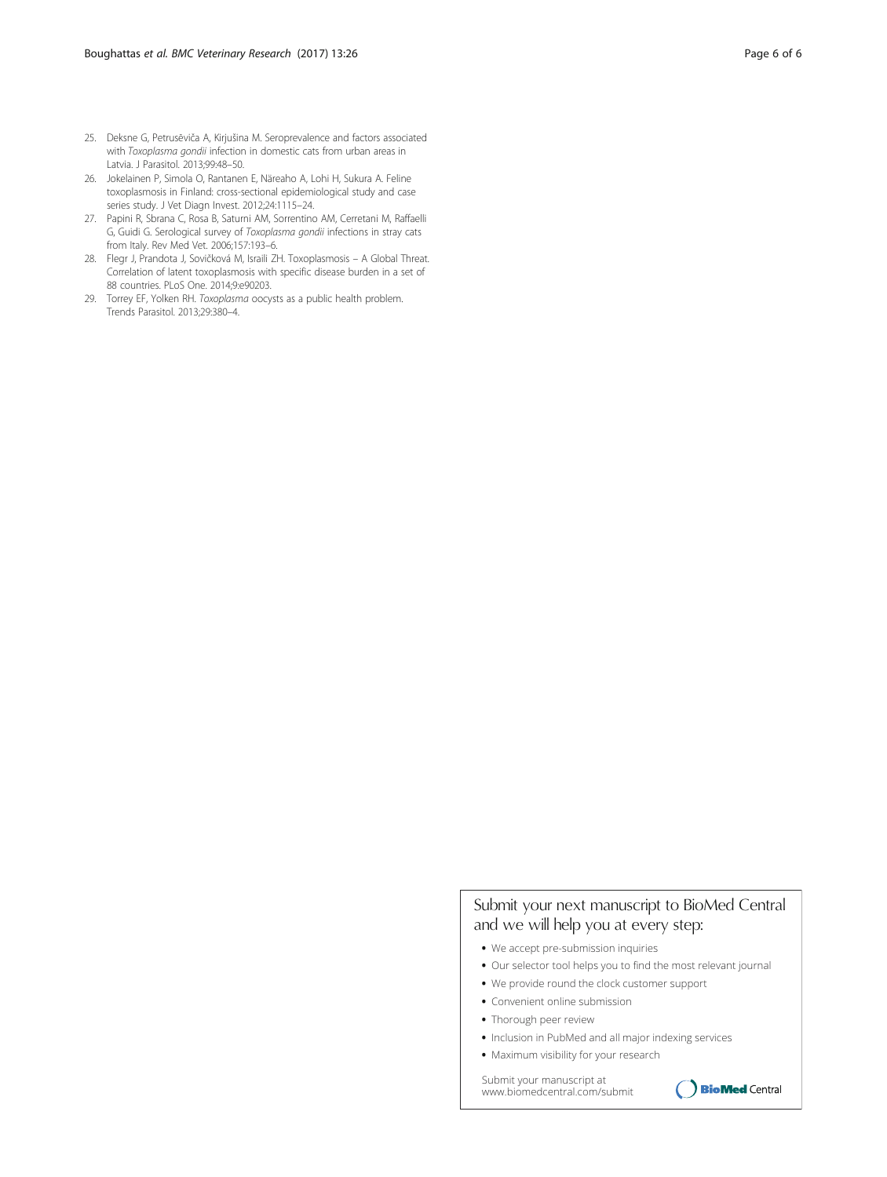25. Deksne G, Petrusēviča A, Kirjušina M. Seroprevalence and factors associated with *Toxoplasma gondii* infection in domestic cats from urban areas in Latvia. J Parasitol. 2013;99:48–50.
26. Jokelainen P, Simola O, Rantanen E, Näreaho A, Lohi H, Sukura A. Feline toxoplasmosis in Finland: cross-sectional epidemiological study and case series study. J Vet Diagn Invest. 2012;24:1115–24.
27. Papini R, Sbrana C, Rosa B, Saturni AM, Sorrentino AM, Cerretani M, Raffaelli G, Guidi G. Serological survey of *Toxoplasma gondii* infections in stray cats from Italy. Rev Med Vet. 2006;157:193–6.
28. Flegr J, Prandota J, Sovičková M, Israili ZH. Toxoplasmosis – A Global Threat. Correlation of latent toxoplasmosis with specific disease burden in a set of 88 countries. PLoS One. 2014;9:e90203.
29. Torrey EF, Yolken RH. *Toxoplasma* oocysts as a public health problem. Trends Parasitol. 2013;29:380–4.

Submit your next manuscript to BioMed Central and we will help you at every step:

- We accept pre-submission inquiries
- Our selector tool helps you to find the most relevant journal
- We provide round the clock customer support
- Convenient online submission
- Thorough peer review
- Inclusion in PubMed and all major indexing services
- Maximum visibility for your research

Submit your manuscript at
www.biomedcentral.com/submit

BioMed Central